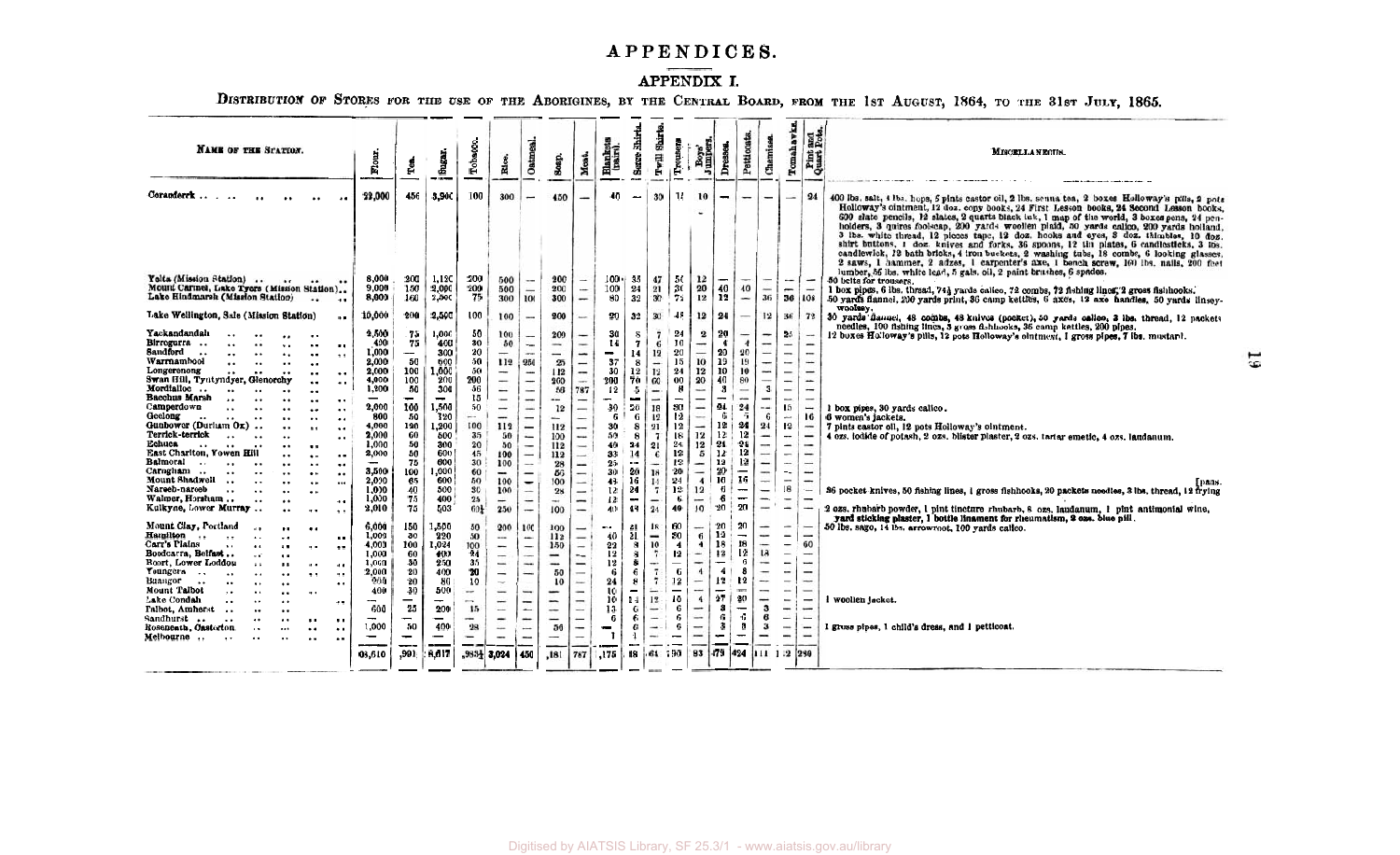# APPENDICES.

## APPENDIX I.

DISTRIBUTION OF STORES FOR THE USE OF THE ABORIGINES, BY THE CENTRAL BOARD, FROM THE 1ST AUGUST, 1864, TO THE 31ST JULY, 1865.

| NAME OF THE STATION. | Flour. | Tea. | Sugar. | Tobacco. | Rice. | Oatmeal. | Soap. | Meat. | Blankets (pairs). | Serge Shirts. | Twill Shirts. | Trousers | Boys' Jumpers. | Dresses. | Petticoats. | Chemises. | Tomahawks. | Pint and Quart Pots. | MISCELLANEOUS. |
|---|---|---|---|---|---|---|---|---|---|---|---|---|---|---|---|---|---|---|---|
| Coranderrk | 22,000 | 456 | 3,900 | 100 | 300 | — | 450 | — | 40 | — | 30 | 17 | 10 | — | — | — | — | 24 | 400 lbs. salt, 4 lbs. hops, 5 pints castor oil, 2 lbs. senna tea, 2 boxes Holloway's pills, 2 pots Holloway's ointment, 12 doz. copy books, 24 First Lesson books, 24 Second Lesson books, 600 slate pencils, 12 slates, 2 quarts black ink, 1 map of the world, 3 boxes pens, 24 pen-holders, 3 quires foolscap, 200 yards woollen plaid, 50 yards calico, 200 yards holland, 3 lbs. white thread, 12 pieces tape, 12 doz. hooks and eyes, 3 doz. thimbles, 10 doz. shirt buttons, 1 doz. knives and forks, 36 spoons, 12 tin plates, 6 candlesticks, 3 lbs. candlewick, 12 bath bricks, 4 iron buckets, 2 washing tubs, 18 combs, 6 looking glasses, 2 saws, 1 hammer, 2 adzes, 1 carpenter's axe, 1 bench screw, 160 lbs. nails, 200 feet lumber, 56 lbs. white lead, 5 gals. oil, 2 paint brushes, 6 spades. |
| Yelta (Mission Station) | 8,000 | 200 | 1,120 | 200 | 500 | — | 200 | — | 100 | 35 | 47 | 50 | 12 | — | — | — | — | — | 50 belts for trousers. |
| Mount Carmel, Lake Tyers (Mission Station) | 9,000 | 150 | 2,000 | 200 | 500 | — | 200 | — | 100 | 24 | 21 | 30 | 20 | 40 | 40 | — | — | — | 1 box pipes, 6 lbs. thread, 74½ yards calico, 72 combs, 72 fishing lines, 2 gross fishhooks. |
| Lake Hindmarsh (Mission Station) | 8,000 | 160 | 2,000 | 75 | 300 | 100 | 300 | — | 80 | 32 | 30 | 72 | 12 | 12 | — | 36 | 36 | 108 | 50 yards flannel, 200 yards print, 36 camp kettles, 6 axes, 12 axe handles, 50 yards linsey-woolsey. |
| Lake Wellington, Sale (Mission Station) | 10,000 | 200 | 2,500 | 100 | 100 | — | 200 | — | 20 | 32 | 30 | 48 | 12 | 24 | — | 12 | 36 | 72 | 30 yards flannel, 48 combs, 48 knives (pocket), 50 yards calico, 3 lbs. thread, 12 packets needles, 100 fishing lines, 3 gross fishhooks, 36 camp kettles, 200 pipes. |
| Yackandandah | 2,500 | 75 | 1,000 | 50 | 100 | — | 200 | — | 30 | 8 | 7 | 24 | 2 | 20 | — | — | 25 | — | 12 boxes Holloway's pills, 12 pots Holloway's ointment, 1 gross pipes, 7 lbs. mustard. |
| Birregurra | 400 | 75 | 400 | 30 | 50 | — | — | — | 14 | 7 | 6 | 10 | — | 4 | 4 | — | — | — | |
| Sandford | 1,000 | — | 300 | 20 | — | — | — | — | — | 14 | 12 | 20 | — | 20 | 20 | — | — | — | |
| Warrnambool | 2,000 | 50 | 600 | 50 | 112 | 250 | 25 | — | 37 | 8 | — | 15 | 10 | 19 | 19 | — | — | — | |
| Longerenong | 2,000 | 100 | 1,000 | 50 | — | — | 112 | — | 30 | 12 | 12 | 24 | 12 | 10 | 10 | — | — | — | |
| Swan Hill, Tyntyndyer, Glenorchy | 4,000 | 100 | 200 | 200 | — | — | 200 | — | 200 | 70 | 60 | 00 | 20 | 40 | 80 | — | — | — | |
| Mordialloc | 1,200 | 50 | 300 | 36 | — | — | 56 | 787 | 12 | 5 | — | 8 | — | 3 | — | 3 | — | — | |
| Bacchus Marsh | — | — | — | 15 | — | — | — | — | — | — | — | — | — | — | — | — | — | — | |
| Camperdown | 2,000 | 100 | 1,500 | 50 | — | — | 12 | — | 30 | 20 | 18 | 30 | — | 24 | 24 | — | 15 | — | 1 box pipes, 30 yards calico. |
| Geelong | 800 | 50 | 120 | — | — | — | — | — | 6 | 6 | 12 | 12 | — | 6 | 6 | 6 | — | 16 | 6 women's jackets. |
| Gunbower (Durham Ox) | 4,000 | 120 | 1,200 | 100 | 112 | — | 112 | — | 30 | 8 | 21 | 12 | — | 12 | 24 | 24 | 12 | — | 7 pints castor oil, 12 pots Holloway's ointment. |
| Terrick-terrick | 2,000 | 60 | 500 | 35 | 50 | — | 100 | — | 50 | 8 | 7 | 18 | 12 | 12 | 12 | — | — | — | 4 ozs. iodide of potash, 2 ozs. blister plaster, 2 ozs. tartar emetic, 4 ozs. laudanum. |
| Echuca | 1,000 | 50 | 300 | 20 | 50 | — | 112 | — | 49 | 24 | 21 | 24 | 12 | 24 | 24 | — | — | — | |
| East Charlton, Yowen Hill | 2,000 | 50 | 600 | 45 | 100 | — | 112 | — | 33 | 14 | 6 | 12 | 5 | 12 | 12 | — | — | — | |
| Balmoral | — | 75 | 600 | 30 | 100 | — | 28 | — | 25 | — | — | 12 | — | 12 | 12 | — | — | — | |
| Carngham | 3,500 | 100 | 1,000 | 60 | — | — | 56 | — | 30 | 20 | 18 | 20 | — | 20 | — | — | — | — | |
| Mount Shadwell | 2,000 | 65 | 600 | 50 | 100 | — | 100 | — | 43 | 16 | 14 | 24 | 4 | 16 | 16 | — | — | — | |
| Nareeb-nareeb | 1,000 | 40 | 500 | 30 | 100 | — | 28 | — | 12 | 24 | 7 | 12 | 12 | 6 | — | — | 18 | — | 36 pocket knives, 50 fishing lines, 1 gross fishhooks, 20 packets needles, 3 lbs. thread, 12 frying pans. |
| Walmer, Horsham | 1,000 | 75 | 400 | 25 | — | — | — | — | 12 | — | — | 6 | — | 6 | — | — | — | — | |
| Kulkyne, Lower Murray | 2,010 | 75 | 503 | 60½ | 250 | — | 100 | — | 40 | 44 | 24 | 40 | 10 | 20 | 20 | — | — | — | 2 ozs. rhubarb powder, 1 pint tincture rhubarb, 8 ozs. laudanum, 1 pint antimonial wine, yard sticking plaster, 1 bottle liniment for rheumatism, 2 ozs. blue pill. |
| Mount Clay, Portland | 6,000 | 150 | 1,500 | 50 | 200 | 100 | 100 | — | — | 21 | 18 | 60 | — | 20 | 20 | — | — | — | 50 lbs. sago, 14 lbs. arrowroot, 100 yards calico. |
| Hamilton | 1,000 | 30 | 220 | 50 | — | — | 112 | — | 40 | 21 | — | 30 | 6 | 12 | — | — | — | — | |
| Carr's Plains | 4,000 | 100 | 1,024 | 100 | — | — | 150 | — | 22 | 8 | 10 | 4 | 4 | 18 | 18 | — | — | 60 | |
| Boodcarra, Belfast | 1,000 | 60 | 400 | 24 | — | — | — | — | 12 | 8 | 7 | 12 | — | 12 | 12 | 18 | — | — | |
| Boort, Lower Loddon | 1,000 | 30 | 250 | 35 | — | — | — | — | 12 | 8 | — | — | — | — | 6 | — | — | — | |
| Youngera | 2,000 | 20 | 400 | 20 | — | — | 50 | — | 6 | 6 | 7 | 6 | 4 | 4 | 8 | — | — | — | |
| Buangor | 900 | 20 | 80 | 10 | — | — | 10 | — | 24 | 8 | 7 | 12 | — | 12 | 12 | — | — | — | |
| Mount Talbot | 400 | 30 | 500 | — | — | — | — | — | 10 | — | — | — | — | — | — | — | — | — | |
| Lake Condah | — | — | — | — | — | — | — | — | 10 | 14 | 12 | 10 | 4 | 27 | 30 | — | — | — | 1 woollen jacket. |
| Talbot, Amherst | 600 | 25 | 200 | 15 | — | — | — | — | 13 | 6 | — | 6 | — | 3 | — | 3 | — | — | |
| Sandhurst | — | — | — | — | — | — | — | — | 6 | 6 | — | 6 | — | 6 | 5 | 6 | — | — | |
| Rosebeath, Casterton | 1,000 | 50 | 400 | 28 | — | — | 56 | — | — | 6 | — | 6 | — | 3 | 3 | 3 | — | — | 1 gross pipes, 1 child's dress, and 1 petticoat. |
| Melbourne | — | — | — | — | — | — | — | — | 1 | 1 | — | — | — | — | — | — | — | — | |
| | 93,610 | ,901 | 8,617 | ,983½ | 3,024 | 450 | ,181 | 787 | ,175 | 518 | 461 | 790 | 83 | 473 | 424 | 111 | 142 | 280 | |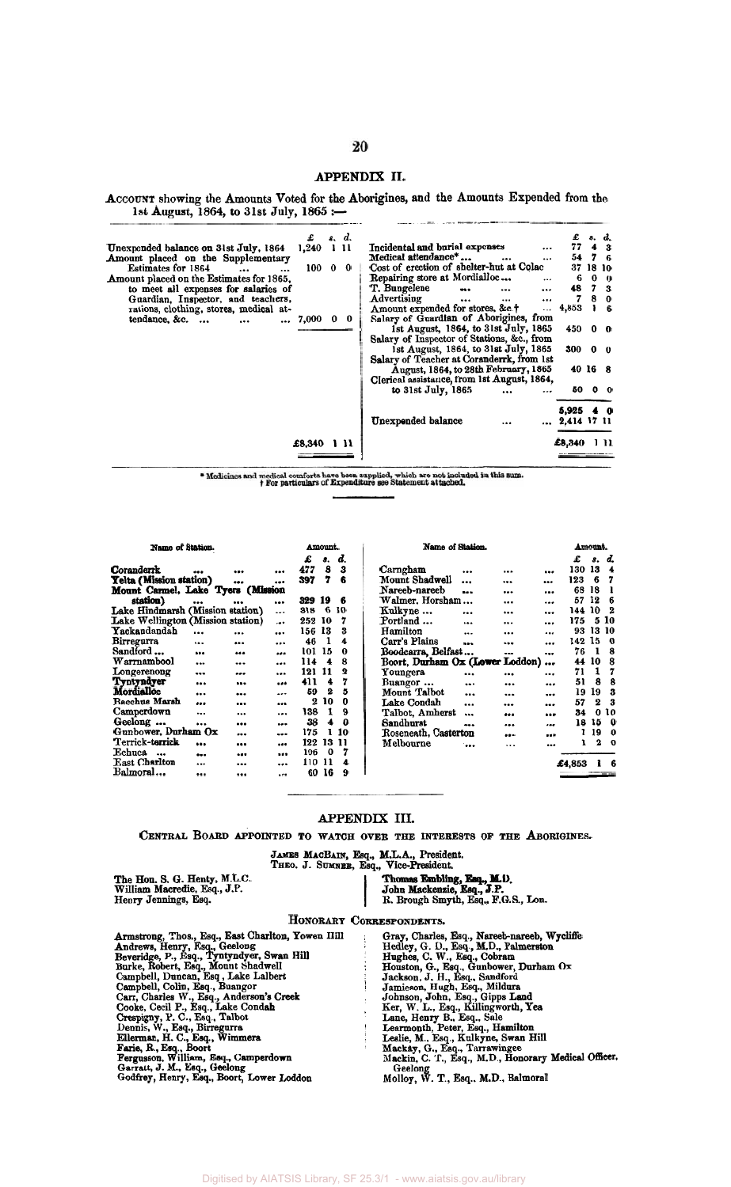## APPENDIX II.

ACCOUNT showing the Amounts Voted for the Aborigines, and the Amounts Expended from the 1st August, 1864, to 31st July, 1865 :—

| | £ | s. | d. | | £ | s. | d. |
|---|---|---|---|---|---|---|---|
| Unexpended balance on 31st July, 1864 | 1,240 | 1 | 11 | Incidental and burial expenses ... | 77 | 4 | 3 |
| Amount placed on the Supplementary Estimates for 1864 ... ... | 100 | 0 | 0 | Medical attendance* ... ... ... | 54 | 7 | 6 |
| Amount placed on the Estimates for 1865, to meet all expenses for salaries of Guardian, Inspector, and teachers, rations, clothing, stores, medical attendance, &c. ... ... ... | 7,000 | 0 | 0 | Cost of erection of shelter-hut at Colac | 37 | 18 | 10 |
| | | | | Repairing store at Mordialloc ... ... | 6 | 0 | 0 |
| | | | | T. Bungelene ... ... ... | 48 | 7 | 3 |
| | | | | Advertising ... ... ... | 7 | 8 | 0 |
| | | | | Amount expended for stores, &c.† ... | 4,853 | 1 | 6 |
| | | | | Salary of Guardian of Aborigines, from 1st August, 1864, to 31st July, 1865 | 450 | 0 | 0 |
| | | | | Salary of Inspector of Stations, &c., from 1st August, 1864, to 31st July, 1865 | 300 | 0 | 0 |
| | | | | Salary of Teacher at Coranderrk, from 1st August, 1864, to 28th February, 1865 | 40 | 16 | 8 |
| | | | | Clerical assistance, from 1st August, 1864, to 31st July, 1865 ... ... | 50 | 0 | 0 |
| | | | | | 5,925 | 4 | 0 |
| | | | | Unexpended balance ... ... | 2,414 | 17 | 11 |
| | £8,340 | 1 | 11 | | £8,340 | 1 | 11 |

\* Medicines and medical comforts have been supplied, which are not included in this sum.
† For particulars of Expenditure see Statement attached.

| Name of Station. | £ | s. | d. | Name of Station. | £ | s. | d. |
|---|---|---|---|---|---|---|---|
| Coranderrk ... ... ... | 477 | 8 | 3 | Carngham ... ... ... | 130 | 13 | 4 |
| Yelta (Mission station) ... ... | 397 | 7 | 6 | Mount Shadwell ... ... ... | 123 | 6 | 7 |
| Mount Carmel, Lake Tyers (Mission station) ... ... ... | 329 | 19 | 6 | Nareeb-nareeb ... ... ... | 68 | 18 | 1 |
| Lake Hindmarsh (Mission station) ... | 318 | 6 | 10 | Walmer, Horsham ... ... ... | 57 | 12 | 6 |
| Lake Wellington (Mission station) ... | 252 | 10 | 7 | Kulkyne ... ... ... ... | 144 | 10 | 2 |
| Yackandandah ... ... ... | 156 | 13 | 3 | Portland ... ... ... ... | 175 | 5 | 10 |
| Birregurra ... ... ... | 46 | 1 | 4 | Hamilton ... ... ... | 93 | 13 | 10 |
| Sandford ... ... ... ... | 101 | 15 | 0 | Carr's Plains ... ... ... | 142 | 15 | 0 |
| Warrnambool ... ... ... | 114 | 4 | 8 | Boodcarra, Belfast ... ... ... | 76 | 1 | 8 |
| Longerenong ... ... ... | 121 | 11 | 2 | Boort, Durham Ox (Lower Loddon) ... | 44 | 10 | 8 |
| Tyntyndyer ... ... ... | 411 | 4 | 7 | Youngera ... ... ... | 71 | 1 | 7 |
| Mordialloc ... ... ... | 59 | 2 | 5 | Buangor ... ... ... ... | 51 | 8 | 8 |
| Bacchus Marsh ... ... ... | 2 | 10 | 0 | Mount Talbot ... ... ... | 19 | 19 | 3 |
| Camperdown ... ... ... | 138 | 1 | 9 | Lake Condah ... ... ... | 57 | 2 | 3 |
| Geelong ... ... ... ... | 38 | 4 | 0 | Talbot, Amherst ... ... ... | 34 | 0 | 10 |
| Gunbower, Durham Ox ... ... | 175 | 1 | 10 | Sandhurst ... ... ... | 18 | 15 | 0 |
| Terrick-terrick ... ... ... | 122 | 13 | 11 | Roseneath, Casterton ... ... | 1 | 19 | 0 |
| Echuca ... ... ... ... | 106 | 0 | 7 | Melbourne ... ... ... | 1 | 2 | 0 |
| East Charlton ... ... ... | 110 | 11 | 4 | | | | |
| Balmoral ... ... ... ... | 60 | 16 | 9 | | £4,853 | 1 | 6 |

## APPENDIX III.

### CENTRAL BOARD APPOINTED TO WATCH OVER THE INTERESTS OF THE ABORIGINES.

JAMES MACBAIN, Esq., M.L.A., President.
THEO. J. SUMNER, Esq., Vice-President.

The Hon. S. G. Henty, M.L.C.
William Macredie, Esq., J.P.
Henry Jennings, Esq.
Thomas Embling, Esq., M.D.
John Mackenzie, Esq., J.P.
R. Brough Smyth, Esq., F.G.S., Lon.

### HONORARY CORRESPONDENTS.

Armstrong, Thos., Esq., East Charlton, Yowen Hill
Andrews, Henry, Esq., Geelong
Beveridge, P., Esq., Tyntyndyer, Swan Hill
Burke, Robert, Esq., Mount Shadwell
Campbell, Duncan, Esq., Lake Lalbert
Campbell, Colin, Esq., Buangor
Carr, Charles W., Esq., Anderson's Creek
Cooke, Cecil P., Esq., Lake Condah
Crespigny, P. C., Esq., Talbot
Dennis, W., Esq., Birregurra
Ellerman, H. C., Esq., Wimmera
Farie, R., Esq., Boort
Fergusson, William, Esq., Camperdown
Garratt, J. M., Esq., Geelong
Godfrey, Henry, Esq., Boort, Lower Loddon
Gray, Charles, Esq., Nareeb-nareeb, Wycliffe
Hedley, G. D., Esq., M.D., Palmerston
Hughes, C. W., Esq., Cobram
Houston, G., Esq., Gunbower, Durham Ox
Jackson, J. H., Esq., Sandford
Jamieson, Hugh, Esq., Mildura
Johnson, John, Esq., Gipps Land
Ker, W. L., Esq., Killingworth, Yea
Lane, Henry B., Esq., Sale
Learmonth, Peter, Esq., Hamilton
Leslie, M., Esq., Kulkyne, Swan Hill
Mackay, G., Esq., Tarrawingee
Mackin, C. T., Esq., M.D., Honorary Medical Officer, Geelong
Molloy, W. T., Esq., M.D., Balmoral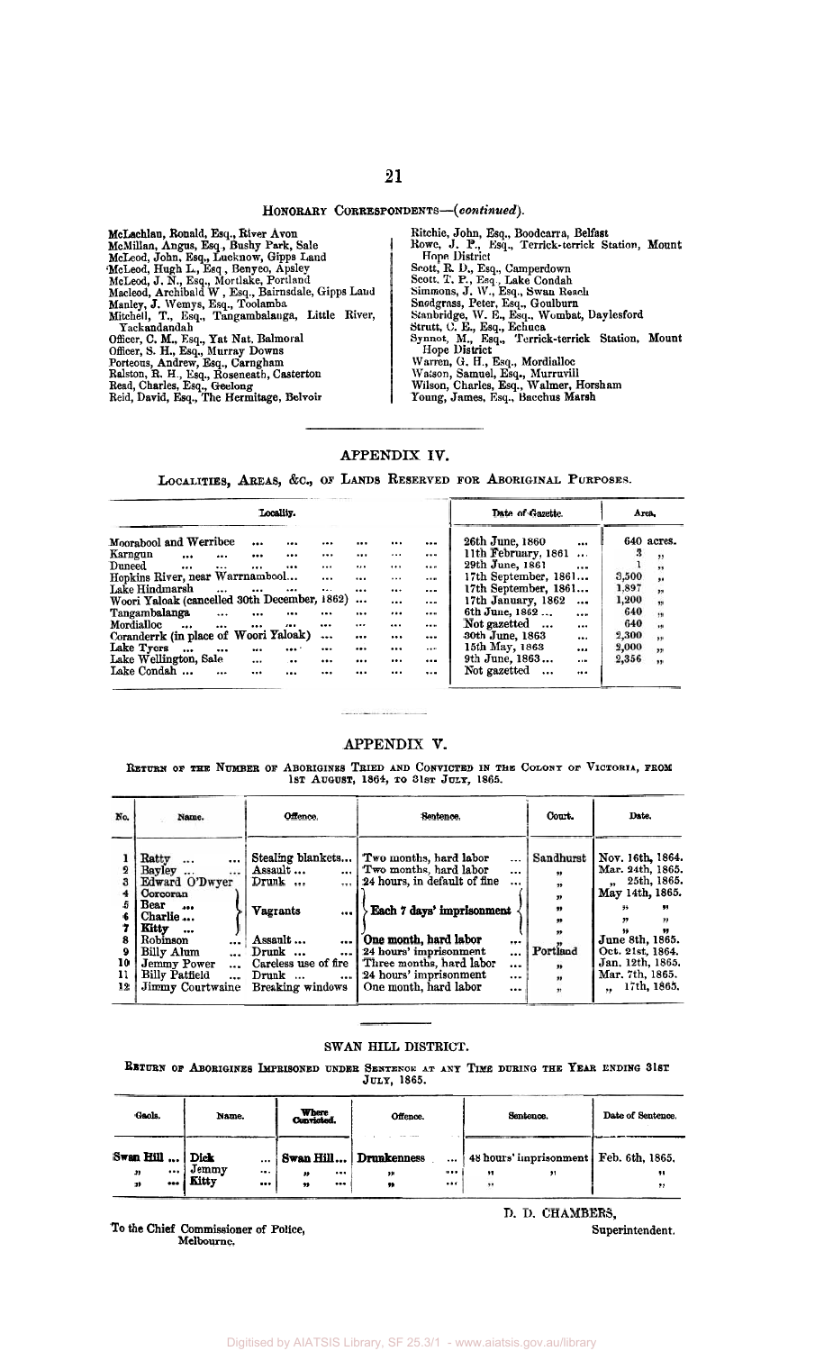## Honorary Correspondents—(*continued*).

McLachlan, Ronald, Esq., River Avon
McMillan, Angus, Esq., Bushy Park, Sale
McLeod, John, Esq., Lucknow, Gipps Land
McLeod, Hugh L., Esq., Benyeo, Apsley
McLeod, J. N., Esq., Mortlake, Portland
Macleod, Archibald W., Esq., Bairnsdale, Gipps Land
Manley, J. Wemys, Esq., Toolamba
Mitchell, T., Esq., Tangambalanga, Little River, Yackandandah
Officer, C. M., Esq., Yat Nat, Balmoral
Officer, S. H., Esq., Murray Downs
Porteous, Andrew, Esq., Carngham
Ralston, R. H., Esq., Roseneath, Casterton
Read, Charles, Esq., Geelong
Reid, David, Esq., The Hermitage, Belvoir
Ritchie, John, Esq., Boodcarra, Belfast
Rowe, J. P., Esq., Terrick-terrick Station, Mount Hope District
Scott, R. D., Esq., Camperdown
Scott, T. P., Esq., Lake Condah
Simmons, J. W., Esq., Swan Reach
Snodgrass, Peter, Esq., Goulburn
Stanbridge, W. E., Esq., Wombat, Daylesford
Strutt, C. E., Esq., Echuca
Synnot, M., Esq., Terrick-terrick Station, Mount Hope District
Warren, G. H., Esq., Mordialloc
Watson, Samuel, Esq., Murruvill
Wilson, Charles, Esq., Walmer, Horsham
Young, James, Esq., Bacchus Marsh

## APPENDIX IV.

### Localities, Areas, &c., of Lands Reserved for Aboriginal Purposes.

| Locality. | Date of Gazette. | Area. |
|---|---|---|
| Moorabool and Werribee | 26th June, 1860 | 640 acres. |
| Karngun | 11th February, 1861 | 3 " |
| Duneed | 29th June, 1861 | 1 " |
| Hopkins River, near Warrnambool | 17th September, 1861 | 3,500 " |
| Lake Hindmarsh | 17th September, 1861 | 1,897 " |
| Woori Yaloak (cancelled 30th December, 1862) | 17th January, 1862 | 1,200 " |
| Tangambalanga | 6th June, 1862 | 640 " |
| Mordialloc | Not gazetted | 640 " |
| Coranderrk (in place of Woori Yaloak) | 30th June, 1863 | 2,300 " |
| Lake Tyers | 15th May, 1863 | 2,000 " |
| Lake Wellington, Sale | 9th June, 1863 | 2,356 " |
| Lake Condah | Not gazetted | |

## APPENDIX V.

### Return of the Number of Aborigines Tried and Convicted in the Colony of Victoria, from 1st August, 1864, to 31st July, 1865.

| No. | Name. | Offence. | Sentence. | Court. | Date. |
|---|---|---|---|---|---|
| 1 | Ratty | Stealing blankets | Two months, hard labor | Sandhurst | Nov. 16th, 1864. |
| 2 | Bayley | Assault | Two months, hard labor | " | Mar. 24th, 1865. |
| 3 | Edward O'Dwyer | Drunk | 24 hours, in default of fine | " | " 25th, 1865. |
| 4 | Corcoran | Vagrants | Each 7 days' imprisonment | " | May 14th, 1865. |
| 5 | Bear | Vagrants | Each 7 days' imprisonment | " | " " |
| 6 | Charlie | Vagrants | Each 7 days' imprisonment | " | " " |
| 7 | Kitty | Vagrants | Each 7 days' imprisonment | " | " " |
| 8 | Robinson | Assault | One month, hard labor | " | June 8th, 1865. |
| 9 | Billy Alum | Drunk | 24 hours' imprisonment | Portland | Oct. 21st, 1864. |
| 10 | Jemmy Power | Careless use of fire | Three months, hard labor | " | Jan. 12th, 1865. |
| 11 | Billy Patfield | Drunk | 24 hours' imprisonment | " | Mar. 7th, 1865. |
| 12 | Jimmy Courtwaine | Breaking windows | One month, hard labor | " | " 17th, 1865. |

## SWAN HILL DISTRICT.

### Return of Aborigines Imprisoned under Sentence at any Time during the Year ending 31st July, 1865.

| Gaols. | Name. | Where Convicted. | Offence. | Sentence. | Date of Sentence. |
|---|---|---|---|---|---|
| Swan Hill | Dick | Swan Hill | Drunkenness | 48 hours' imprisonment | Feb. 6th, 1865. |
| " | Jemmy | " | " | " " | " |
| " | Kitty | " | " | " | " |

D. D. CHAMBERS,
Superintendent.

To the Chief Commissioner of Police,
Melbourne.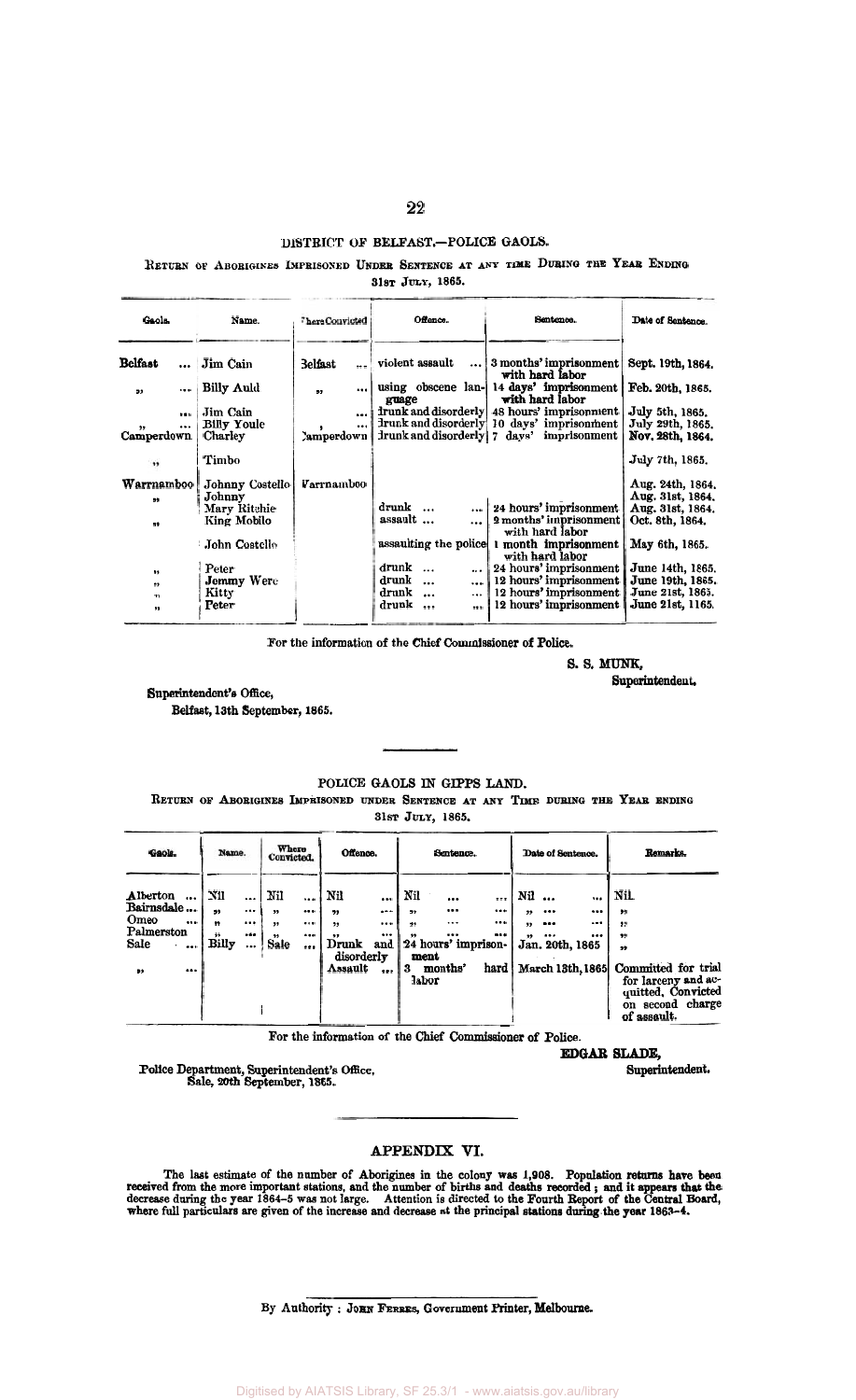## DISTRICT OF BELFAST.—POLICE GAOLS.

RETURN OF ABORIGINES IMPRISONED UNDER SENTENCE AT ANY TIME DURING THE YEAR ENDING 31ST JULY, 1865.

| Gaols. | Name. | Where Convicted. | Offence. | Sentence. | Date of Sentence. |
|---|---|---|---|---|---|
| Belfast ... | Jim Cain | Belfast ... | violent assault ... | 3 months' imprisonment with hard labor | Sept. 19th, 1864. |
| " ... | Billy Auld | " ... | using obscene language | 14 days' imprisonment with hard labor | Feb. 20th, 1865. |
| ... | Jim Cain | ... | drunk and disorderly | 48 hours' imprisonment | July 5th, 1865. |
| " ... | Billy Youle | " ... | drunk and disorderly | 10 days' imprisonment | July 29th, 1865. |
| Camperdown | Charley | Camperdown | drunk and disorderly | 7 days' imprisonment | Nov. 28th, 1864. |
| " | Timbo | | | | July 7th, 1865. |
| Warrnambool | Johnny Costello | Warrnambool | | | Aug. 24th, 1864. |
| " | Johnny | | | | Aug. 31st, 1864. |
| | Mary Ritchie | | drunk ... | 24 hours' imprisonment | Aug. 31st, 1864. |
| " | King Mobilo | | assault ... | 2 months' imprisonment with hard labor | Oct. 8th, 1864. |
| | John Costello | | assaulting the police | 1 month imprisonment with hard labor | May 6th, 1865. |
| " | Peter | | drunk ... | 24 hours' imprisonment | June 14th, 1865. |
| " | Jemmy Were | | drunk ... | 12 hours' imprisonment | June 19th, 1865. |
| " | Kitty | | drunk ... | 12 hours' imprisonment | June 21st, 1865. |
| " | Peter | | drunk ... | 12 hours' imprisonment | June 21st, 1165. |

For the information of the Chief Commissioner of Police.

S. S. MUNK,
Superintendent.

Superintendent's Office,
Belfast, 13th September, 1865.

## POLICE GAOLS IN GIPPS LAND.

RETURN OF ABORIGINES IMPRISONED UNDER SENTENCE AT ANY TIME DURING THE YEAR ENDING 31ST JULY, 1865.

| Gaols. | Name. | Where Convicted. | Offence. | Sentence. | Date of Sentence. | Remarks. |
|---|---|---|---|---|---|---|
| Alberton ... | Nil ... | Nil ... | Nil ... | Nil ... | Nil ... | Nil. |
| Bairnsdale ... | " ... | " ... | " ... | " ... | " ... | " |
| Omeo ... | " ... | " ... | " ... | " ... | " ... | " |
| Palmerston | " ... | " ... | " ... | " ... | " ... | " |
| Sale ... | Billy ... | Sale ... | Drunk and disorderly | 24 hours' imprisonment | Jan. 20th, 1865 | " |
| " ... | | | Assault ... | 3 months' hard labor | March 13th, 1865 | Committed for trial for larceny and acquitted, Convicted on second charge of assault. |

For the information of the Chief Commissioner of Police.

EDGAR SLADE,
Superintendent.

Police Department, Superintendent's Office,
Sale, 20th September, 1865.

## APPENDIX VI.

The last estimate of the number of Aborigines in the colony was 1,908. Population returns have been received from the more important stations, and the number of births and deaths recorded; and it appears that the decrease during the year 1864–5 was not large. Attention is directed to the Fourth Report of the Central Board, where full particulars are given of the increase and decrease at the principal stations during the year 1863–4.

By Authority: JOHN FERRES, Government Printer, Melbourne.